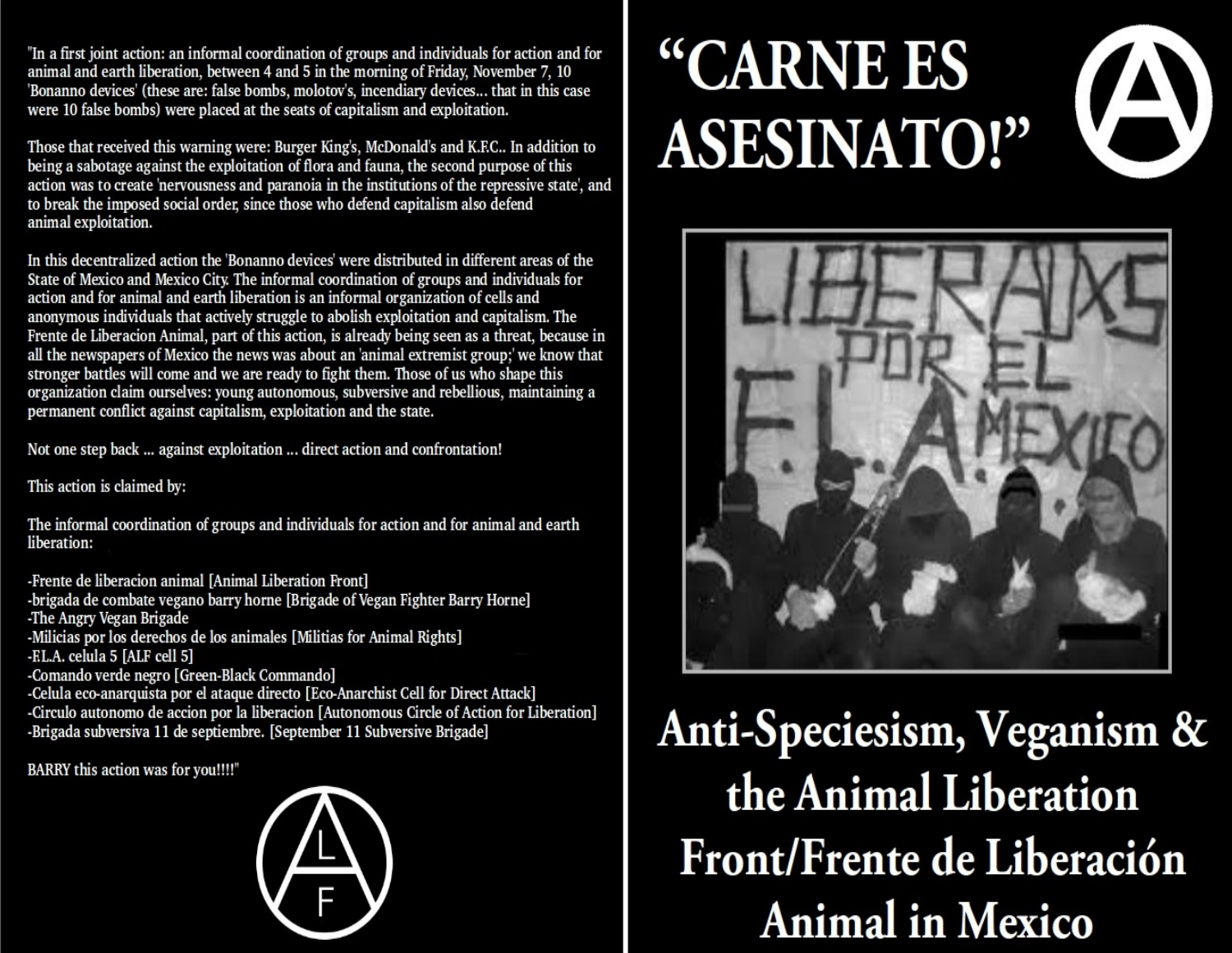"In a first joint action: an informal coordination of groups and individuals for action and for animal and earth liberation, between 4 and 5 in the morning of Friday, November 7, 10 'Bonanno devices' (these are: false bombs, molotov's, incendiary devices... that in this case were 10 false bombs) were placed at the seats of capitalism and exploitation.

Those that received this warning were: Burger King's, McDonald's and K.F.C.. In addition to being a sabotage against the exploitation of flora and fauna, the second purpose of this action was to create 'nervousness and paranoia in the institutions of the repressive state', and to break the imposed social order, since those who defend capitalism also defend animal exploitation.

In this decentralized action the 'Bonanno devices' were distributed in different areas of the State of Mexico and Mexico City. The informal coordination of groups and individuals for action and for animal and earth liberation is an informal organization of cells and anonymous individuals that actively struggle to abolish exploitation and capitalism. The Frente de Liberacion Animal, part of this action, is already being seen as a threat, because in all the newspapers of Mexico the news was about an 'animal extremist group;' we know that stronger battles will come and we are ready to fight them. Those of us who shape this organization claim ourselves: young autonomous, subversive and rebellious, maintaining a permanent conflict against capitalism, exploitation and the state.

Not one step back ... against exploitation ... direct action and confrontation!

This action is claimed by:

The informal coordination of groups and individuals for action and for animal and earth liberation:

-Frente de liberacion animal [Animal Liberation Front]
-brigada de combate vegano barry horne [Brigade of Vegan Fighter Barry Horne]
-The Angry Vegan Brigade
-Milicias por los derechos de los animales [Militias for Animal Rights]
-F.L.A. celula 5 [ALF cell 5]
-Comando verde negro [Green-Black Commando]
-Celula eco-anarquista por el ataque directo [Eco-Anarchist Cell for Direct Attack]
-Circulo autonomo de accion por la liberacion [Autonomous Circle of Action for Liberation]
-Brigada subversiva 11 de septiembre. [September 11 Subversive Brigade]

BARRY this action was for you!!!!"

# "CARNE ES ASESINATO!"

# Anti-Speciesism, Veganism & the Animal Liberation Front/Frente de Liberación Animal in Mexico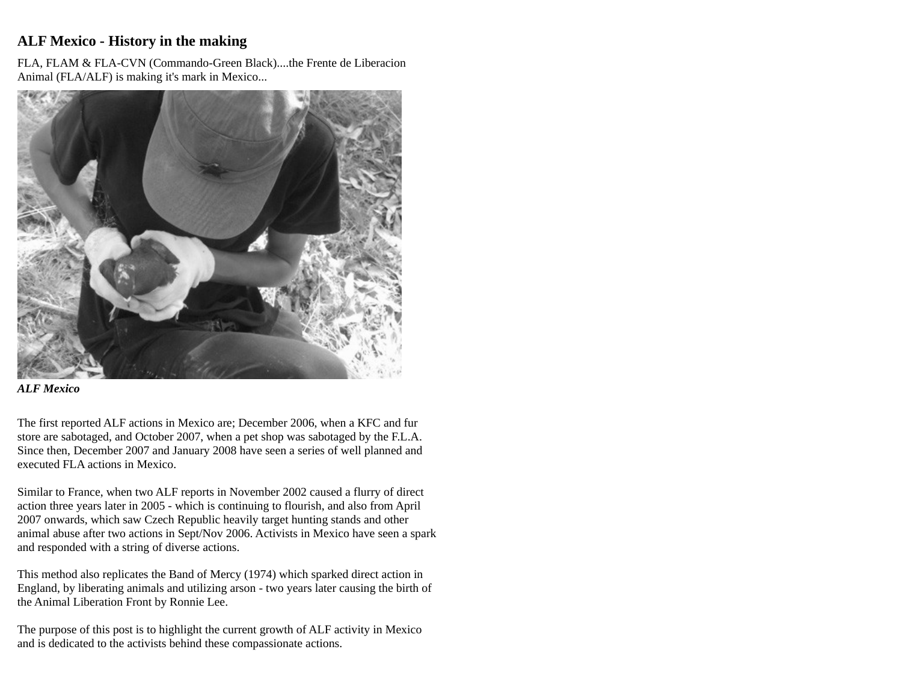### ALF Mexico - History in the making

FLA, FLAM & FLA-CVN (Commando-Green Black)....the Frente de Liberacion Animal (FLA/ALF) is making it's mark in Mexico...

***ALF Mexico***

The first reported ALF actions in Mexico are; December 2006, when a KFC and fur store are sabotaged, and October 2007, when a pet shop was sabotaged by the F.L.A. Since then, December 2007 and January 2008 have seen a series of well planned and executed FLA actions in Mexico.

Similar to France, when two ALF reports in November 2002 caused a flurry of direct action three years later in 2005 - which is continuing to flourish, and also from April 2007 onwards, which saw Czech Republic heavily target hunting stands and other animal abuse after two actions in Sept/Nov 2006. Activists in Mexico have seen a spark and responded with a string of diverse actions.

This method also replicates the Band of Mercy (1974) which sparked direct action in England, by liberating animals and utilizing arson - two years later causing the birth of the Animal Liberation Front by Ronnie Lee.

The purpose of this post is to highlight the current growth of ALF activity in Mexico and is dedicated to the activists behind these compassionate actions.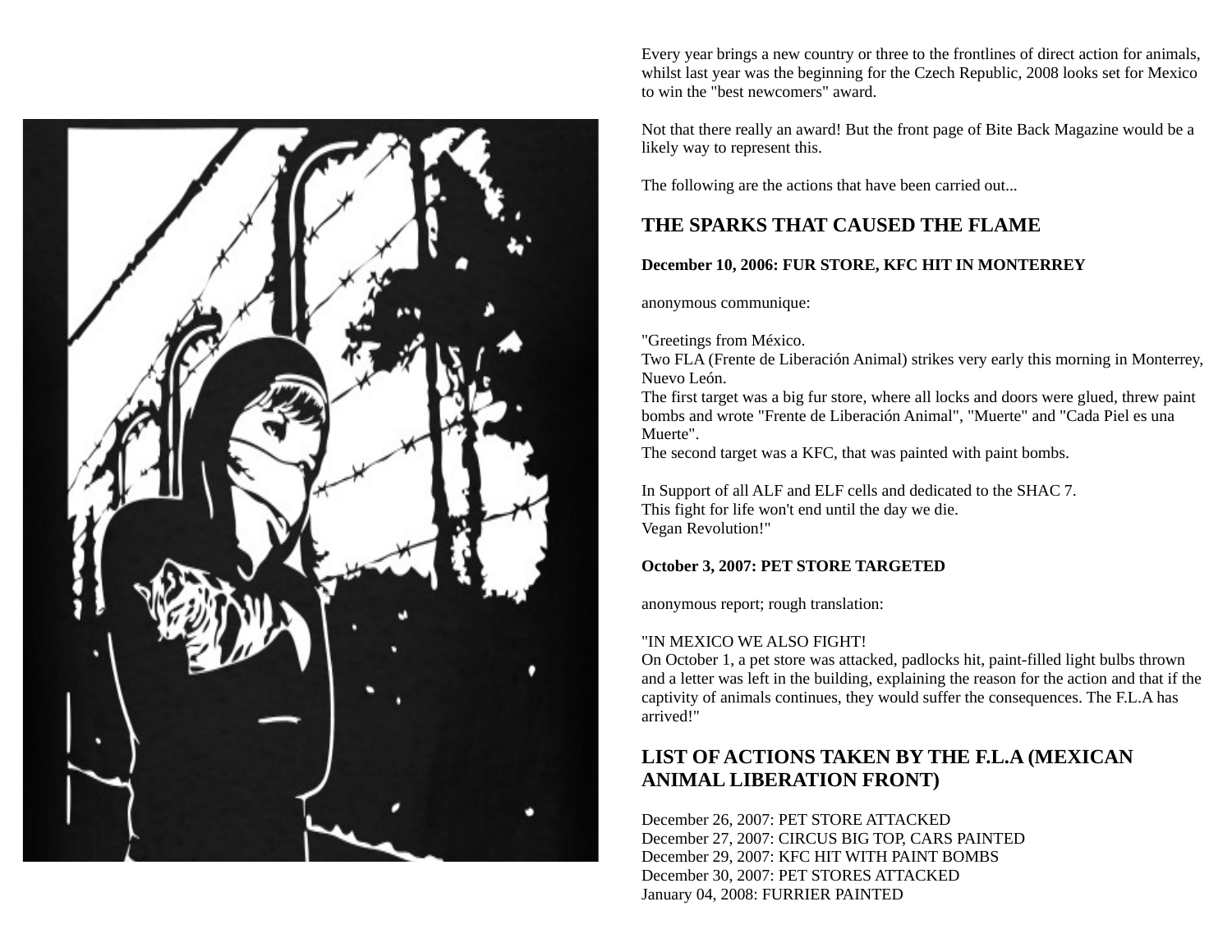Every year brings a new country or three to the frontlines of direct action for animals, whilst last year was the beginning for the Czech Republic, 2008 looks set for Mexico to win the "best newcomers" award.

Not that there really an award! But the front page of Bite Back Magazine would be a likely way to represent this.

The following are the actions that have been carried out...

## THE SPARKS THAT CAUSED THE FLAME

### December 10, 2006: FUR STORE, KFC HIT IN MONTERREY

anonymous communique:

"Greetings from México.
Two FLA (Frente de Liberación Animal) strikes very early this morning in Monterrey, Nuevo León.
The first target was a big fur store, where all locks and doors were glued, threw paint bombs and wrote "Frente de Liberación Animal", "Muerte" and "Cada Piel es una Muerte".
The second target was a KFC, that was painted with paint bombs.

In Support of all ALF and ELF cells and dedicated to the SHAC 7.
This fight for life won't end until the day we die.
Vegan Revolution!"

### October 3, 2007: PET STORE TARGETED

anonymous report; rough translation:

"IN MEXICO WE ALSO FIGHT!
On October 1, a pet store was attacked, padlocks hit, paint-filled light bulbs thrown and a letter was left in the building, explaining the reason for the action and that if the captivity of animals continues, they would suffer the consequences. The F.L.A has arrived!"

## LIST OF ACTIONS TAKEN BY THE F.L.A (MEXICAN ANIMAL LIBERATION FRONT)

December 26, 2007: PET STORE ATTACKED
December 27, 2007: CIRCUS BIG TOP, CARS PAINTED
December 29, 2007: KFC HIT WITH PAINT BOMBS
December 30, 2007: PET STORES ATTACKED
January 04, 2008: FURRIER PAINTED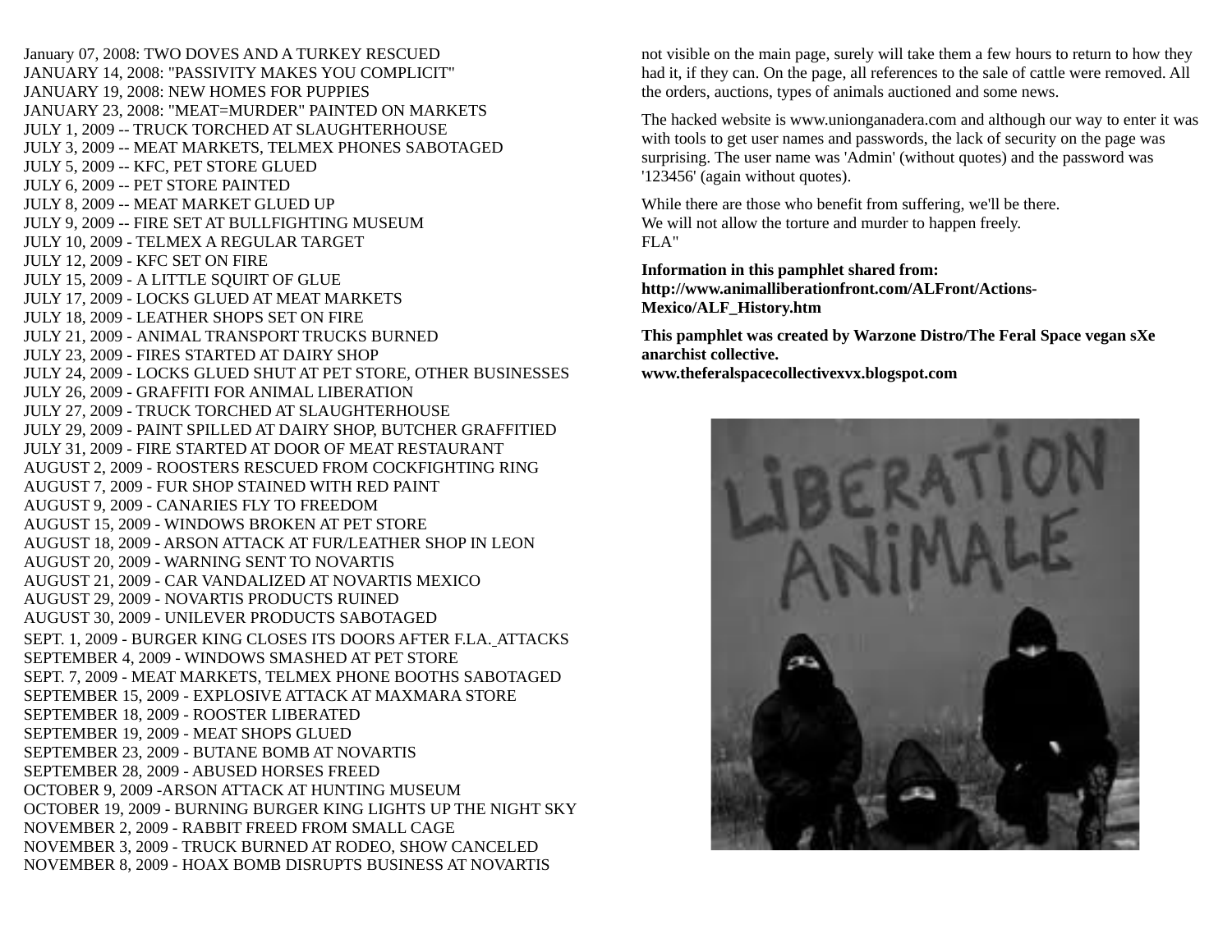January 07, 2008: TWO DOVES AND A TURKEY RESCUED
JANUARY 14, 2008: "PASSIVITY MAKES YOU COMPLICIT"
JANUARY 19, 2008: NEW HOMES FOR PUPPIES
JANUARY 23, 2008: "MEAT=MURDER" PAINTED ON MARKETS
JULY 1, 2009 -- TRUCK TORCHED AT SLAUGHTERHOUSE
JULY 3, 2009 -- MEAT MARKETS, TELMEX PHONES SABOTAGED
JULY 5, 2009 -- KFC, PET STORE GLUED
JULY 6, 2009 -- PET STORE PAINTED
JULY 8, 2009 -- MEAT MARKET GLUED UP
JULY 9, 2009 -- FIRE SET AT BULLFIGHTING MUSEUM
JULY 10, 2009 - TELMEX A REGULAR TARGET
JULY 12, 2009 - KFC SET ON FIRE
JULY 15, 2009 - A LITTLE SQUIRT OF GLUE
JULY 17, 2009 - LOCKS GLUED AT MEAT MARKETS
JULY 18, 2009 - LEATHER SHOPS SET ON FIRE
JULY 21, 2009 - ANIMAL TRANSPORT TRUCKS BURNED
JULY 23, 2009 - FIRES STARTED AT DAIRY SHOP
JULY 24, 2009 - LOCKS GLUED SHUT AT PET STORE, OTHER BUSINESSES
JULY 26, 2009 - GRAFFITI FOR ANIMAL LIBERATION
JULY 27, 2009 - TRUCK TORCHED AT SLAUGHTERHOUSE
JULY 29, 2009 - PAINT SPILLED AT DAIRY SHOP, BUTCHER GRAFFITIED
JULY 31, 2009 - FIRE STARTED AT DOOR OF MEAT RESTAURANT
AUGUST 2, 2009 - ROOSTERS RESCUED FROM COCKFIGHTING RING
AUGUST 7, 2009 - FUR SHOP STAINED WITH RED PAINT
AUGUST 9, 2009 - CANARIES FLY TO FREEDOM
AUGUST 15, 2009 - WINDOWS BROKEN AT PET STORE
AUGUST 18, 2009 - ARSON ATTACK AT FUR/LEATHER SHOP IN LEON
AUGUST 20, 2009 - WARNING SENT TO NOVARTIS
AUGUST 21, 2009 - CAR VANDALIZED AT NOVARTIS MEXICO
AUGUST 29, 2009 - NOVARTIS PRODUCTS RUINED
AUGUST 30, 2009 - UNILEVER PRODUCTS SABOTAGED
SEPT. 1, 2009 - BURGER KING CLOSES ITS DOORS AFTER F.LA._ATTACKS
SEPTEMBER 4, 2009 - WINDOWS SMASHED AT PET STORE
SEPT. 7, 2009 - MEAT MARKETS, TELMEX PHONE BOOTHS SABOTAGED
SEPTEMBER 15, 2009 - EXPLOSIVE ATTACK AT MAXMARA STORE
SEPTEMBER 18, 2009 - ROOSTER LIBERATED
SEPTEMBER 19, 2009 - MEAT SHOPS GLUED
SEPTEMBER 23, 2009 - BUTANE BOMB AT NOVARTIS
SEPTEMBER 28, 2009 - ABUSED HORSES FREED
OCTOBER 9, 2009 -ARSON ATTACK AT HUNTING MUSEUM
OCTOBER 19, 2009 - BURNING BURGER KING LIGHTS UP THE NIGHT SKY
NOVEMBER 2, 2009 - RABBIT FREED FROM SMALL CAGE
NOVEMBER 3, 2009 - TRUCK BURNED AT RODEO, SHOW CANCELED
NOVEMBER 8, 2009 - HOAX BOMB DISRUPTS BUSINESS AT NOVARTIS

not visible on the main page, surely will take them a few hours to return to how they had it, if they can. On the page, all references to the sale of cattle were removed. All the orders, auctions, types of animals auctioned and some news.

The hacked website is www.unionganadera.com and although our way to enter it was with tools to get user names and passwords, the lack of security on the page was surprising. The user name was 'Admin' (without quotes) and the password was '123456' (again without quotes).

While there are those who benefit from suffering, we'll be there.
We will not allow the torture and murder to happen freely.
FLA"

**Information in this pamphlet shared from: http://www.animalliberationfront.com/ALFront/Actions-Mexico/ALF_History.htm**

**This pamphlet was created by Warzone Distro/The Feral Space vegan sXe anarchist collective.**
**www.theferalspacecollectivexvx.blogspot.com**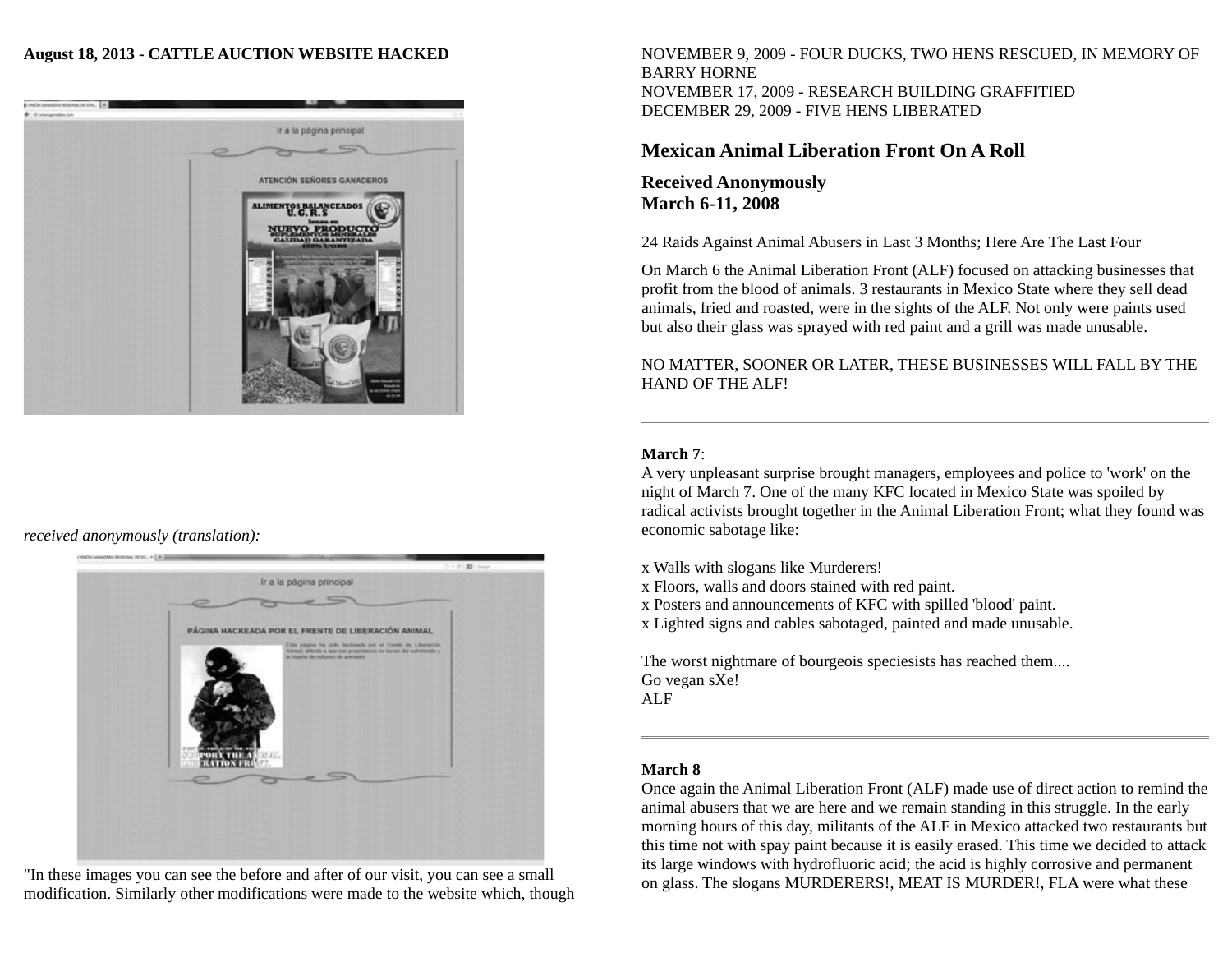**August 18, 2013 - CATTLE AUCTION WEBSITE HACKED**

*received anonymously (translation):*

"In these images you can see the before and after of our visit, you can see a small modification. Similarly other modifications were made to the website which, though

NOVEMBER 9, 2009 - FOUR DUCKS, TWO HENS RESCUED, IN MEMORY OF BARRY HORNE
NOVEMBER 17, 2009 - RESEARCH BUILDING GRAFFITIED
DECEMBER 29, 2009 - FIVE HENS LIBERATED

## Mexican Animal Liberation Front On A Roll

### Received Anonymously
### March 6-11, 2008

24 Raids Against Animal Abusers in Last 3 Months; Here Are The Last Four

On March 6 the Animal Liberation Front (ALF) focused on attacking businesses that profit from the blood of animals. 3 restaurants in Mexico State where they sell dead animals, fried and roasted, were in the sights of the ALF. Not only were paints used but also their glass was sprayed with red paint and a grill was made unusable.

NO MATTER, SOONER OR LATER, THESE BUSINESSES WILL FALL BY THE HAND OF THE ALF!

---

**March 7**:
A very unpleasant surprise brought managers, employees and police to 'work' on the night of March 7. One of the many KFC located in Mexico State was spoiled by radical activists brought together in the Animal Liberation Front; what they found was economic sabotage like:

x Walls with slogans like Murderers!
x Floors, walls and doors stained with red paint.
x Posters and announcements of KFC with spilled 'blood' paint.
x Lighted signs and cables sabotaged, painted and made unusable.

The worst nightmare of bourgeois speciesists has reached them....
Go vegan sXe!
ALF

---

**March 8**
Once again the Animal Liberation Front (ALF) made use of direct action to remind the animal abusers that we are here and we remain standing in this struggle. In the early morning hours of this day, militants of the ALF in Mexico attacked two restaurants but this time not with spay paint because it is easily erased. This time we decided to attack its large windows with hydrofluoric acid; the acid is highly corrosive and permanent on glass. The slogans MURDERERS!, MEAT IS MURDER!, FLA were what these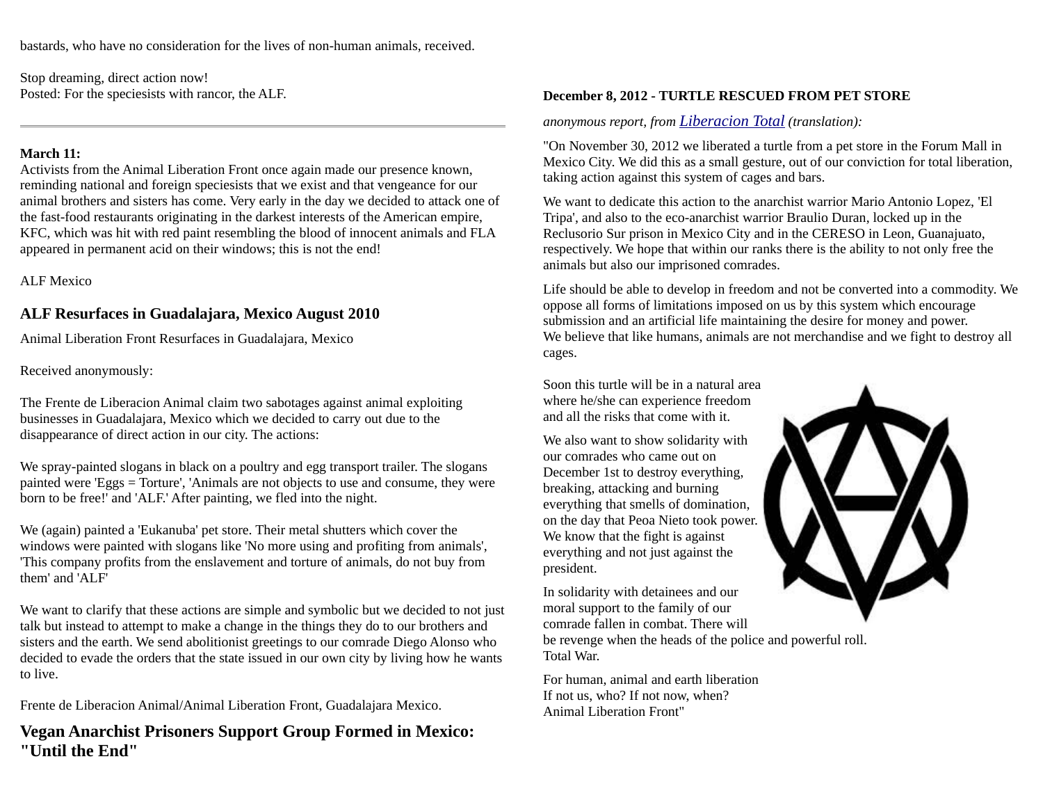bastards, who have no consideration for the lives of non-human animals, received.

Stop dreaming, direct action now!
Posted: For the speciesists with rancor, the ALF.

---

**March 11:**
Activists from the Animal Liberation Front once again made our presence known, reminding national and foreign speciesists that we exist and that vengeance for our animal brothers and sisters has come. Very early in the day we decided to attack one of the fast-food restaurants originating in the darkest interests of the American empire, KFC, which was hit with red paint resembling the blood of innocent animals and FLA appeared in permanent acid on their windows; this is not the end!

ALF Mexico

## ALF Resurfaces in Guadalajara, Mexico August 2010

Animal Liberation Front Resurfaces in Guadalajara, Mexico

Received anonymously:

The Frente de Liberacion Animal claim two sabotages against animal exploiting businesses in Guadalajara, Mexico which we decided to carry out due to the disappearance of direct action in our city. The actions:

We spray-painted slogans in black on a poultry and egg transport trailer. The slogans painted were 'Eggs = Torture', 'Animals are not objects to use and consume, they were born to be free!' and 'ALF.' After painting, we fled into the night.

We (again) painted a 'Eukanuba' pet store. Their metal shutters which cover the windows were painted with slogans like 'No more using and profiting from animals', 'This company profits from the enslavement and torture of animals, do not buy from them' and 'ALF'

We want to clarify that these actions are simple and symbolic but we decided to not just talk but instead to attempt to make a change in the things they do to our brothers and sisters and the earth. We send abolitionist greetings to our comrade Diego Alonso who decided to evade the orders that the state issued in our own city by living how he wants to live.

Frente de Liberacion Animal/Animal Liberation Front, Guadalajara Mexico.

## Vegan Anarchist Prisoners Support Group Formed in Mexico: "Until the End"

**December 8, 2012 - TURTLE RESCUED FROM PET STORE**

*anonymous report, from Liberacion Total (translation):*

"On November 30, 2012 we liberated a turtle from a pet store in the Forum Mall in Mexico City. We did this as a small gesture, out of our conviction for total liberation, taking action against this system of cages and bars.

We want to dedicate this action to the anarchist warrior Mario Antonio Lopez, 'El Tripa', and also to the eco-anarchist warrior Braulio Duran, locked up in the Reclusorio Sur prison in Mexico City and in the CERESO in Leon, Guanajuato, respectively. We hope that within our ranks there is the ability to not only free the animals but also our imprisoned comrades.

Life should be able to develop in freedom and not be converted into a commodity. We oppose all forms of limitations imposed on us by this system which encourage submission and an artificial life maintaining the desire for money and power.
We believe that like humans, animals are not merchandise and we fight to destroy all cages.

Soon this turtle will be in a natural area where he/she can experience freedom and all the risks that come with it.

We also want to show solidarity with our comrades who came out on December 1st to destroy everything, breaking, attacking and burning everything that smells of domination, on the day that Peoa Nieto took power. We know that the fight is against everything and not just against the president.

In solidarity with detainees and our moral support to the family of our comrade fallen in combat. There will be revenge when the heads of the police and powerful roll.
Total War.

For human, animal and earth liberation
If not us, who? If not now, when?
Animal Liberation Front"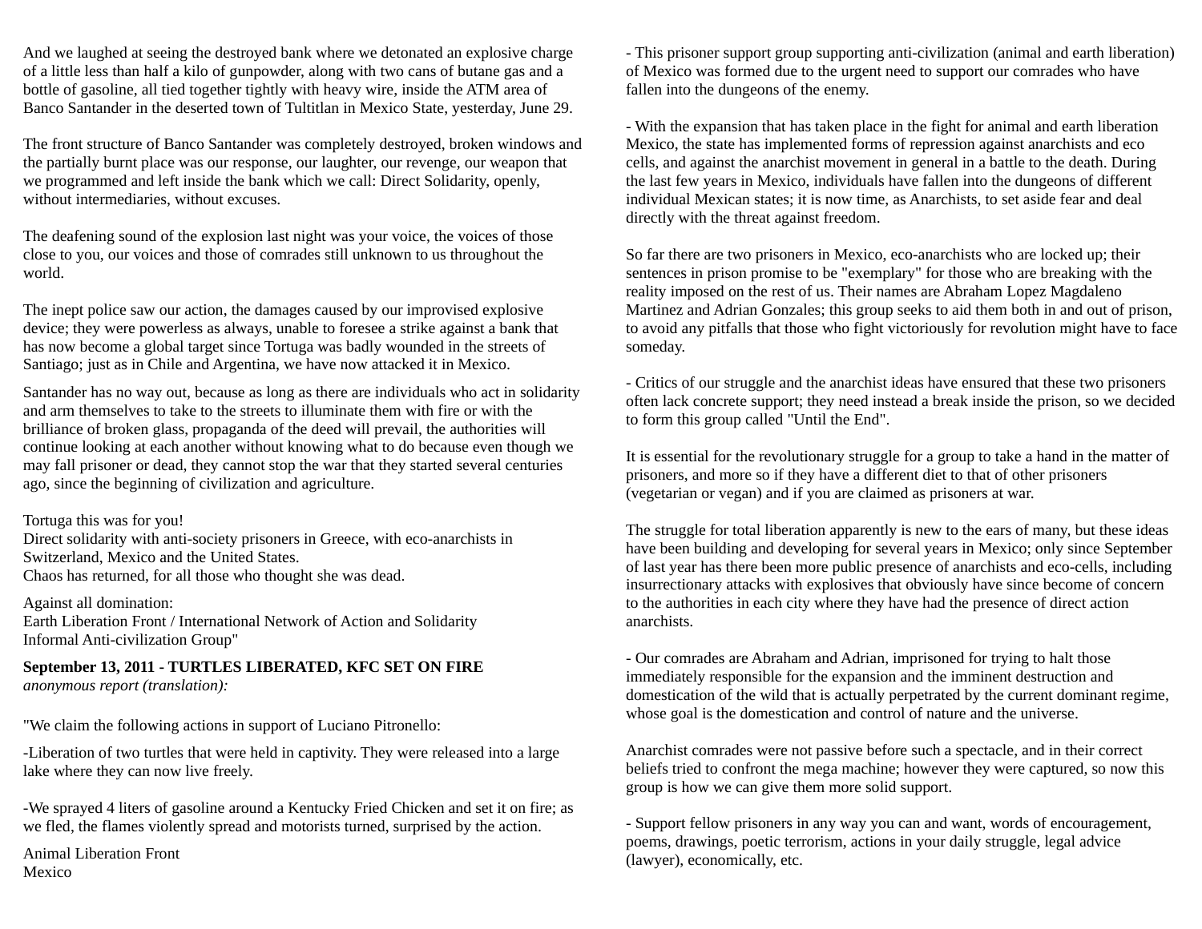And we laughed at seeing the destroyed bank where we detonated an explosive charge of a little less than half a kilo of gunpowder, along with two cans of butane gas and a bottle of gasoline, all tied together tightly with heavy wire, inside the ATM area of Banco Santander in the deserted town of Tultitlan in Mexico State, yesterday, June 29.

The front structure of Banco Santander was completely destroyed, broken windows and the partially burnt place was our response, our laughter, our revenge, our weapon that we programmed and left inside the bank which we call: Direct Solidarity, openly, without intermediaries, without excuses.

The deafening sound of the explosion last night was your voice, the voices of those close to you, our voices and those of comrades still unknown to us throughout the world.

The inept police saw our action, the damages caused by our improvised explosive device; they were powerless as always, unable to foresee a strike against a bank that has now become a global target since Tortuga was badly wounded in the streets of Santiago; just as in Chile and Argentina, we have now attacked it in Mexico.

Santander has no way out, because as long as there are individuals who act in solidarity and arm themselves to take to the streets to illuminate them with fire or with the brilliance of broken glass, propaganda of the deed will prevail, the authorities will continue looking at each another without knowing what to do because even though we may fall prisoner or dead, they cannot stop the war that they started several centuries ago, since the beginning of civilization and agriculture.

Tortuga this was for you!
Direct solidarity with anti-society prisoners in Greece, with eco-anarchists in Switzerland, Mexico and the United States.
Chaos has returned, for all those who thought she was dead.

Against all domination:
Earth Liberation Front / International Network of Action and Solidarity
Informal Anti-civilization Group"

**September 13, 2011 - TURTLES LIBERATED, KFC SET ON FIRE**
*anonymous report (translation):*

"We claim the following actions in support of Luciano Pitronello:

-Liberation of two turtles that were held in captivity. They were released into a large lake where they can now live freely.

-We sprayed 4 liters of gasoline around a Kentucky Fried Chicken and set it on fire; as we fled, the flames violently spread and motorists turned, surprised by the action.

Animal Liberation Front
Mexico

- This prisoner support group supporting anti-civilization (animal and earth liberation) of Mexico was formed due to the urgent need to support our comrades who have fallen into the dungeons of the enemy.

- With the expansion that has taken place in the fight for animal and earth liberation Mexico, the state has implemented forms of repression against anarchists and eco cells, and against the anarchist movement in general in a battle to the death. During the last few years in Mexico, individuals have fallen into the dungeons of different individual Mexican states; it is now time, as Anarchists, to set aside fear and deal directly with the threat against freedom.

So far there are two prisoners in Mexico, eco-anarchists who are locked up; their sentences in prison promise to be "exemplary" for those who are breaking with the reality imposed on the rest of us. Their names are Abraham Lopez Magdaleno Martinez and Adrian Gonzales; this group seeks to aid them both in and out of prison, to avoid any pitfalls that those who fight victoriously for revolution might have to face someday.

- Critics of our struggle and the anarchist ideas have ensured that these two prisoners often lack concrete support; they need instead a break inside the prison, so we decided to form this group called "Until the End".

It is essential for the revolutionary struggle for a group to take a hand in the matter of prisoners, and more so if they have a different diet to that of other prisoners (vegetarian or vegan) and if you are claimed as prisoners at war.

The struggle for total liberation apparently is new to the ears of many, but these ideas have been building and developing for several years in Mexico; only since September of last year has there been more public presence of anarchists and eco-cells, including insurrectionary attacks with explosives that obviously have since become of concern to the authorities in each city where they have had the presence of direct action anarchists.

- Our comrades are Abraham and Adrian, imprisoned for trying to halt those immediately responsible for the expansion and the imminent destruction and domestication of the wild that is actually perpetrated by the current dominant regime, whose goal is the domestication and control of nature and the universe.

Anarchist comrades were not passive before such a spectacle, and in their correct beliefs tried to confront the mega machine; however they were captured, so now this group is how we can give them more solid support.

- Support fellow prisoners in any way you can and want, words of encouragement, poems, drawings, poetic terrorism, actions in your daily struggle, legal advice (lawyer), economically, etc.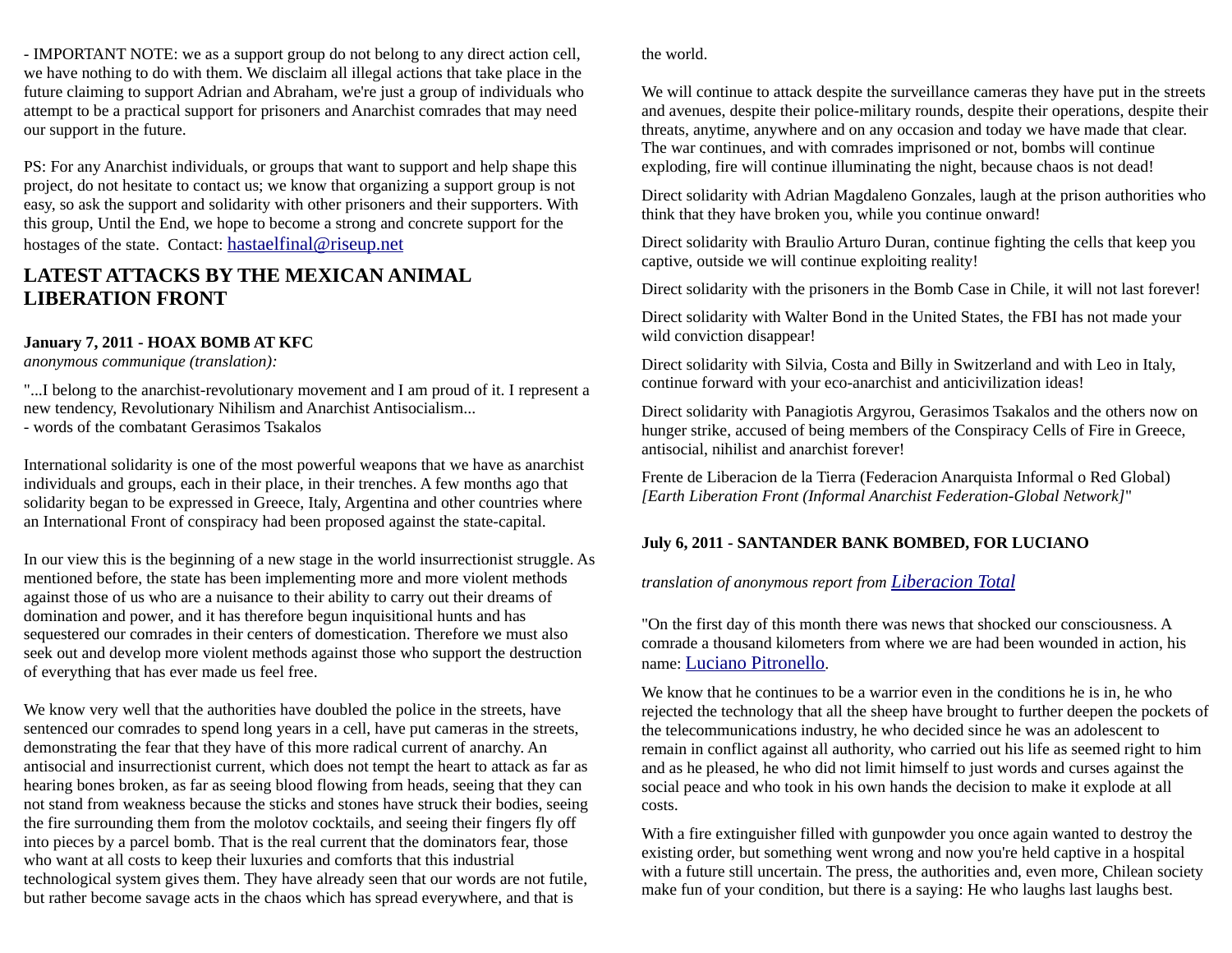- IMPORTANT NOTE: we as a support group do not belong to any direct action cell, we have nothing to do with them. We disclaim all illegal actions that take place in the future claiming to support Adrian and Abraham, we're just a group of individuals who attempt to be a practical support for prisoners and Anarchist comrades that may need our support in the future.

PS: For any Anarchist individuals, or groups that want to support and help shape this project, do not hesitate to contact us; we know that organizing a support group is not easy, so ask the support and solidarity with other prisoners and their supporters. With this group, Until the End, we hope to become a strong and concrete support for the hostages of the state. Contact: hastaelfinal@riseup.net

## LATEST ATTACKS BY THE MEXICAN ANIMAL LIBERATION FRONT

**January 7, 2011 - HOAX BOMB AT KFC**
*anonymous communique (translation):*

"...I belong to the anarchist-revolutionary movement and I am proud of it. I represent a new tendency, Revolutionary Nihilism and Anarchist Antisocialism...
- words of the combatant Gerasimos Tsakalos

International solidarity is one of the most powerful weapons that we have as anarchist individuals and groups, each in their place, in their trenches. A few months ago that solidarity began to be expressed in Greece, Italy, Argentina and other countries where an International Front of conspiracy had been proposed against the state-capital.

In our view this is the beginning of a new stage in the world insurrectionist struggle. As mentioned before, the state has been implementing more and more violent methods against those of us who are a nuisance to their ability to carry out their dreams of domination and power, and it has therefore begun inquisitional hunts and has sequestered our comrades in their centers of domestication. Therefore we must also seek out and develop more violent methods against those who support the destruction of everything that has ever made us feel free.

We know very well that the authorities have doubled the police in the streets, have sentenced our comrades to spend long years in a cell, have put cameras in the streets, demonstrating the fear that they have of this more radical current of anarchy. An antisocial and insurrectionist current, which does not tempt the heart to attack as far as hearing bones broken, as far as seeing blood flowing from heads, seeing that they can not stand from weakness because the sticks and stones have struck their bodies, seeing the fire surrounding them from the molotov cocktails, and seeing their fingers fly off into pieces by a parcel bomb. That is the real current that the dominators fear, those who want at all costs to keep their luxuries and comforts that this industrial technological system gives them. They have already seen that our words are not futile, but rather become savage acts in the chaos which has spread everywhere, and that is the world.

We will continue to attack despite the surveillance cameras they have put in the streets and avenues, despite their police-military rounds, despite their operations, despite their threats, anytime, anywhere and on any occasion and today we have made that clear. The war continues, and with comrades imprisoned or not, bombs will continue exploding, fire will continue illuminating the night, because chaos is not dead!

Direct solidarity with Adrian Magdaleno Gonzales, laugh at the prison authorities who think that they have broken you, while you continue onward!

Direct solidarity with Braulio Arturo Duran, continue fighting the cells that keep you captive, outside we will continue exploiting reality!

Direct solidarity with the prisoners in the Bomb Case in Chile, it will not last forever!

Direct solidarity with Walter Bond in the United States, the FBI has not made your wild conviction disappear!

Direct solidarity with Silvia, Costa and Billy in Switzerland and with Leo in Italy, continue forward with your eco-anarchist and anticivilization ideas!

Direct solidarity with Panagiotis Argyrou, Gerasimos Tsakalos and the others now on hunger strike, accused of being members of the Conspiracy Cells of Fire in Greece, antisocial, nihilist and anarchist forever!

Frente de Liberacion de la Tierra (Federacion Anarquista Informal o Red Global)
*[Earth Liberation Front (Informal Anarchist Federation-Global Network)]*"

**July 6, 2011 - SANTANDER BANK BOMBED, FOR LUCIANO**

*translation of anonymous report from Liberacion Total*

"On the first day of this month there was news that shocked our consciousness. A comrade a thousand kilometers from where we are had been wounded in action, his name: Luciano Pitronello.

We know that he continues to be a warrior even in the conditions he is in, he who rejected the technology that all the sheep have brought to further deepen the pockets of the telecommunications industry, he who decided since he was an adolescent to remain in conflict against all authority, who carried out his life as seemed right to him and as he pleased, he who did not limit himself to just words and curses against the social peace and who took in his own hands the decision to make it explode at all costs.

With a fire extinguisher filled with gunpowder you once again wanted to destroy the existing order, but something went wrong and now you're held captive in a hospital with a future still uncertain. The press, the authorities and, even more, Chilean society make fun of your condition, but there is a saying: He who laughs last laughs best.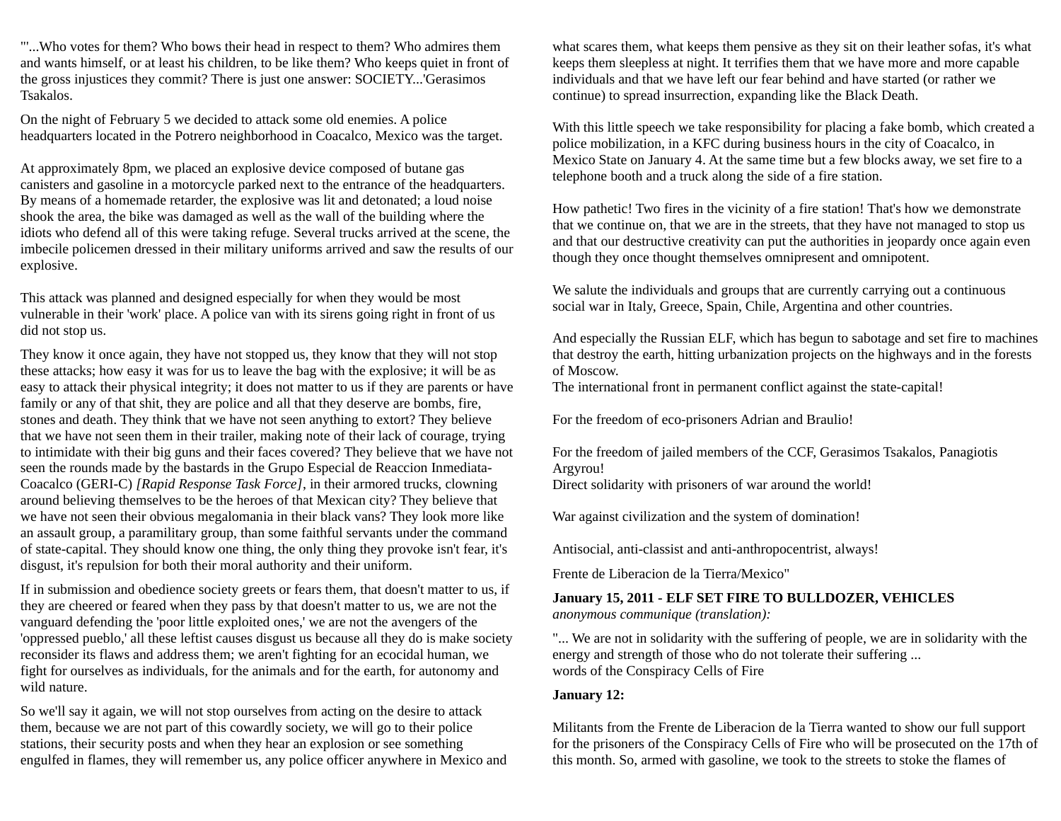"'...Who votes for them? Who bows their head in respect to them? Who admires them and wants himself, or at least his children, to be like them? Who keeps quiet in front of the gross injustices they commit? There is just one answer: SOCIETY...'Gerasimos Tsakalos.

On the night of February 5 we decided to attack some old enemies. A police headquarters located in the Potrero neighborhood in Coacalco, Mexico was the target.

At approximately 8pm, we placed an explosive device composed of butane gas canisters and gasoline in a motorcycle parked next to the entrance of the headquarters. By means of a homemade retarder, the explosive was lit and detonated; a loud noise shook the area, the bike was damaged as well as the wall of the building where the idiots who defend all of this were taking refuge. Several trucks arrived at the scene, the imbecile policemen dressed in their military uniforms arrived and saw the results of our explosive.

This attack was planned and designed especially for when they would be most vulnerable in their 'work' place. A police van with its sirens going right in front of us did not stop us.

They know it once again, they have not stopped us, they know that they will not stop these attacks; how easy it was for us to leave the bag with the explosive; it will be as easy to attack their physical integrity; it does not matter to us if they are parents or have family or any of that shit, they are police and all that they deserve are bombs, fire, stones and death. They think that we have not seen anything to extort? They believe that we have not seen them in their trailer, making note of their lack of courage, trying to intimidate with their big guns and their faces covered? They believe that we have not seen the rounds made by the bastards in the Grupo Especial de Reaccion Inmediata-Coacalco (GERI-C) *[Rapid Response Task Force]*, in their armored trucks, clowning around believing themselves to be the heroes of that Mexican city? They believe that we have not seen their obvious megalomania in their black vans? They look more like an assault group, a paramilitary group, than some faithful servants under the command of state-capital. They should know one thing, the only thing they provoke isn't fear, it's disgust, it's repulsion for both their moral authority and their uniform.

If in submission and obedience society greets or fears them, that doesn't matter to us, if they are cheered or feared when they pass by that doesn't matter to us, we are not the vanguard defending the 'poor little exploited ones,' we are not the avengers of the 'oppressed pueblo,' all these leftist causes disgust us because all they do is make society reconsider its flaws and address them; we aren't fighting for an ecocidal human, we fight for ourselves as individuals, for the animals and for the earth, for autonomy and wild nature.

So we'll say it again, we will not stop ourselves from acting on the desire to attack them, because we are not part of this cowardly society, we will go to their police stations, their security posts and when they hear an explosion or see something engulfed in flames, they will remember us, any police officer anywhere in Mexico and what scares them, what keeps them pensive as they sit on their leather sofas, it's what keeps them sleepless at night. It terrifies them that we have more and more capable individuals and that we have left our fear behind and have started (or rather we continue) to spread insurrection, expanding like the Black Death.

With this little speech we take responsibility for placing a fake bomb, which created a police mobilization, in a KFC during business hours in the city of Coacalco, in Mexico State on January 4. At the same time but a few blocks away, we set fire to a telephone booth and a truck along the side of a fire station.

How pathetic! Two fires in the vicinity of a fire station! That's how we demonstrate that we continue on, that we are in the streets, that they have not managed to stop us and that our destructive creativity can put the authorities in jeopardy once again even though they once thought themselves omnipresent and omnipotent.

We salute the individuals and groups that are currently carrying out a continuous social war in Italy, Greece, Spain, Chile, Argentina and other countries.

And especially the Russian ELF, which has begun to sabotage and set fire to machines that destroy the earth, hitting urbanization projects on the highways and in the forests of Moscow.
The international front in permanent conflict against the state-capital!

For the freedom of eco-prisoners Adrian and Braulio!

For the freedom of jailed members of the CCF, Gerasimos Tsakalos, Panagiotis Argyrou!
Direct solidarity with prisoners of war around the world!

War against civilization and the system of domination!

Antisocial, anti-classist and anti-anthropocentrist, always!

Frente de Liberacion de la Tierra/Mexico"

**January 15, 2011 - ELF SET FIRE TO BULLDOZER, VEHICLES**
*anonymous communique (translation):*

"... We are not in solidarity with the suffering of people, we are in solidarity with the energy and strength of those who do not tolerate their suffering ...
words of the Conspiracy Cells of Fire

**January 12:**

Militants from the Frente de Liberacion de la Tierra wanted to show our full support for the prisoners of the Conspiracy Cells of Fire who will be prosecuted on the 17th of this month. So, armed with gasoline, we took to the streets to stoke the flames of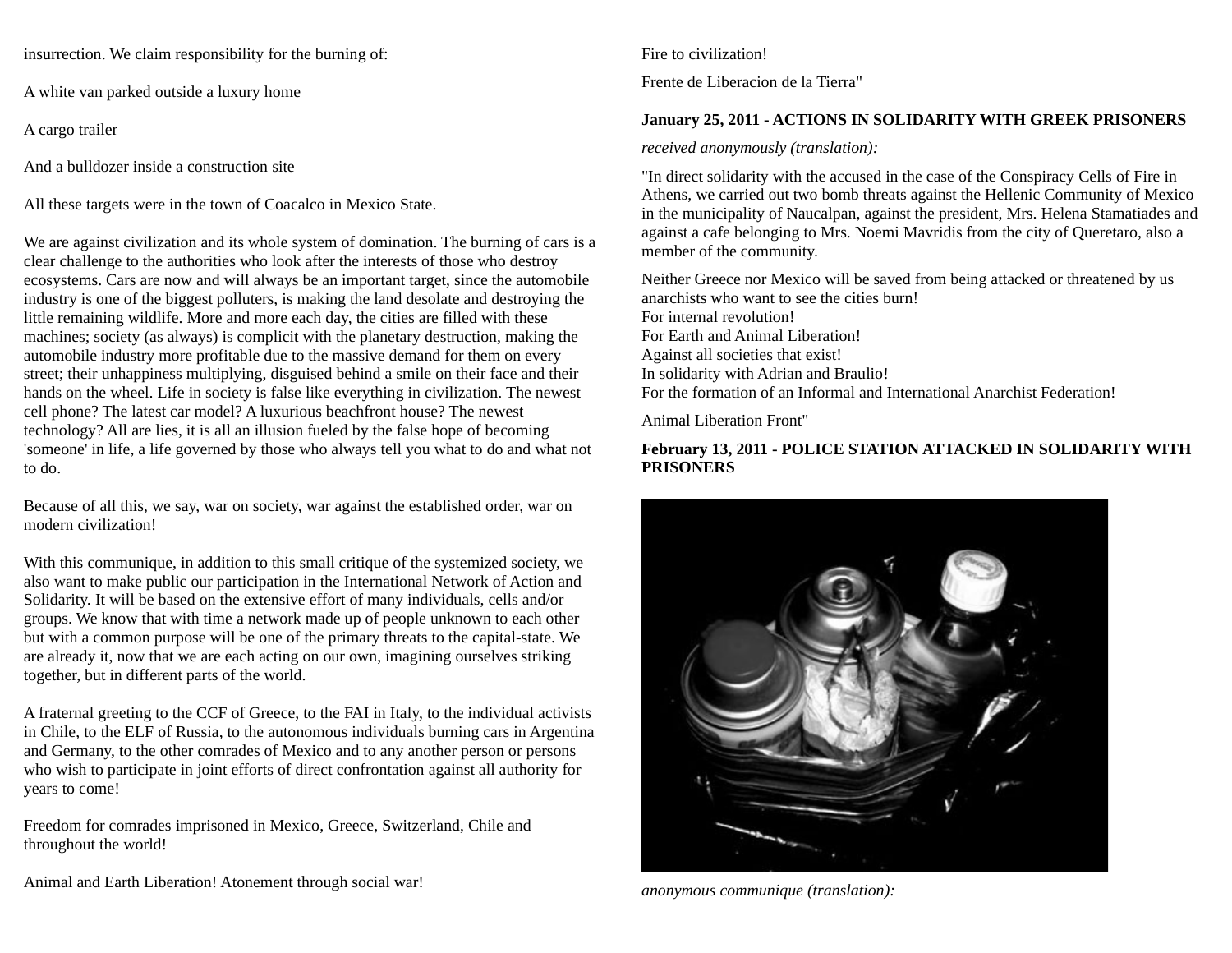insurrection. We claim responsibility for the burning of:

A white van parked outside a luxury home

A cargo trailer

And a bulldozer inside a construction site

All these targets were in the town of Coacalco in Mexico State.

We are against civilization and its whole system of domination. The burning of cars is a clear challenge to the authorities who look after the interests of those who destroy ecosystems. Cars are now and will always be an important target, since the automobile industry is one of the biggest polluters, is making the land desolate and destroying the little remaining wildlife. More and more each day, the cities are filled with these machines; society (as always) is complicit with the planetary destruction, making the automobile industry more profitable due to the massive demand for them on every street; their unhappiness multiplying, disguised behind a smile on their face and their hands on the wheel. Life in society is false like everything in civilization. The newest cell phone? The latest car model? A luxurious beachfront house? The newest technology? All are lies, it is all an illusion fueled by the false hope of becoming 'someone' in life, a life governed by those who always tell you what to do and what not to do.

Because of all this, we say, war on society, war against the established order, war on modern civilization!

With this communique, in addition to this small critique of the systemized society, we also want to make public our participation in the International Network of Action and Solidarity. It will be based on the extensive effort of many individuals, cells and/or groups. We know that with time a network made up of people unknown to each other but with a common purpose will be one of the primary threats to the capital-state. We are already it, now that we are each acting on our own, imagining ourselves striking together, but in different parts of the world.

A fraternal greeting to the CCF of Greece, to the FAI in Italy, to the individual activists in Chile, to the ELF of Russia, to the autonomous individuals burning cars in Argentina and Germany, to the other comrades of Mexico and to any another person or persons who wish to participate in joint efforts of direct confrontation against all authority for years to come!

Freedom for comrades imprisoned in Mexico, Greece, Switzerland, Chile and throughout the world!

Animal and Earth Liberation! Atonement through social war!

Fire to civilization!

Frente de Liberacion de la Tierra"

**January 25, 2011 - ACTIONS IN SOLIDARITY WITH GREEK PRISONERS**

*received anonymously (translation):*

"In direct solidarity with the accused in the case of the Conspiracy Cells of Fire in Athens, we carried out two bomb threats against the Hellenic Community of Mexico in the municipality of Naucalpan, against the president, Mrs. Helena Stamatiades and against a cafe belonging to Mrs. Noemi Mavridis from the city of Queretaro, also a member of the community.

Neither Greece nor Mexico will be saved from being attacked or threatened by us anarchists who want to see the cities burn!
For internal revolution!
For Earth and Animal Liberation!
Against all societies that exist!
In solidarity with Adrian and Braulio!
For the formation of an Informal and International Anarchist Federation!

Animal Liberation Front"

**February 13, 2011 - POLICE STATION ATTACKED IN SOLIDARITY WITH PRISONERS**

*anonymous communique (translation):*